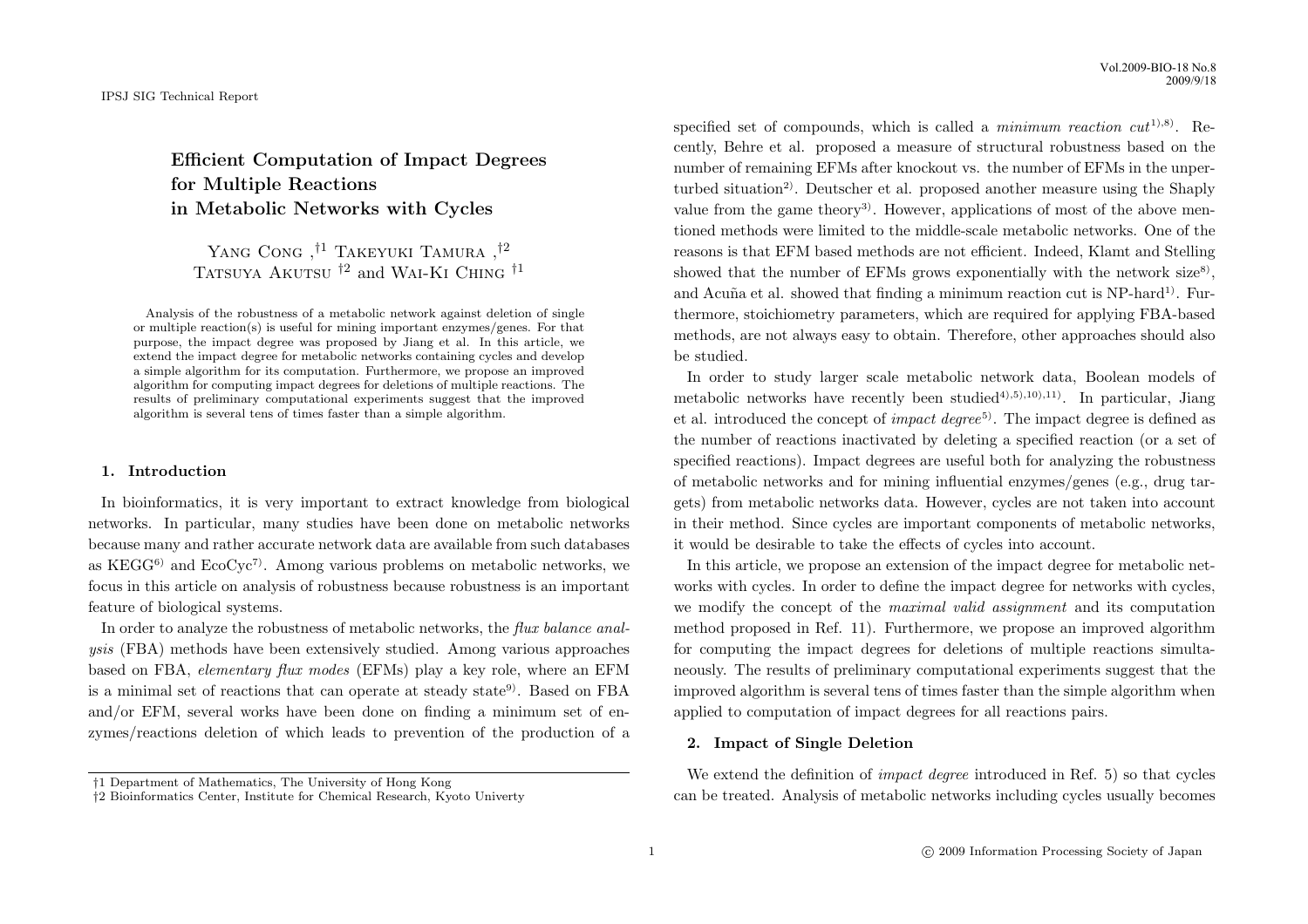# Efficient Computation of Impact Degrees for Multiple Reactions in Metabolic Networks with Cycles

Yang Cong ,[†1] Takeyuki Tamura ,[†2] Tatsuya Akutsu [†2] and Wai-Ki Ching [†1]

Analysis of the robustness of a metabolic network against deletion of single or multiple reaction(s) is useful for mining important enzymes/genes. For that purpose, the impact degree was proposed by Jiang et al. In this article, we extend the impact degree for metabolic networks containing cycles and develop a simple algorithm for its computation. Furthermore, we propose an improved algorithm for computing impact degrees for deletions of multiple reactions. The results of preliminary computational experiments suggest that the improved algorithm is several tens of times faster than a simple algorithm.

## 1. Introduction

In bioinformatics, it is very important to extract knowledge from biological networks. In particular, many studies have been done on metabolic networks because many and rather accurate network data are available from such databases as KEGG[6] and EcoCyc[7]. Among various problems on metabolic networks, we focus in this article on analysis of robustness because robustness is an important feature of biological systems.

In order to analyze the robustness of metabolic networks, the *flux balance analysis* (FBA) methods have been extensively studied. Among various approaches based on FBA, *elementary flux modes* (EFMs) play a key role, where an EFM is a minimal set of reactions that can operate at steady state[9]. Based on FBA and/or EFM, several works have been done on finding a minimum set of enzymes/reactions deletion of which leads to prevention of the production of a specified set of compounds, which is called a *minimum reaction cut*[1,8]. Recently, Behre et al. proposed a measure of structural robustness based on the number of remaining EFMs after knockout vs. the number of EFMs in the unperturbed situation[2]. Deutscher et al. proposed another measure using the Shaply value from the game theory[3]. However, applications of most of the above mentioned methods were limited to the middle-scale metabolic networks. One of the reasons is that EFM based methods are not efficient. Indeed, Klamt and Stelling showed that the number of EFMs grows exponentially with the network size[8], and Acuña et al. showed that finding a minimum reaction cut is NP-hard[1]. Furthermore, stoichiometry parameters, which are required for applying FBA-based methods, are not always easy to obtain. Therefore, other approaches should also be studied.

In order to study larger scale metabolic network data, Boolean models of metabolic networks have recently been studied[4,5,10,11]. In particular, Jiang et al. introduced the concept of *impact degree*[5]. The impact degree is defined as the number of reactions inactivated by deleting a specified reaction (or a set of specified reactions). Impact degrees are useful both for analyzing the robustness of metabolic networks and for mining influential enzymes/genes (e.g., drug targets) from metabolic networks data. However, cycles are not taken into account in their method. Since cycles are important components of metabolic networks, it would be desirable to take the effects of cycles into account.

In this article, we propose an extension of the impact degree for metabolic networks with cycles. In order to define the impact degree for networks with cycles, we modify the concept of the *maximal valid assignment* and its computation method proposed in Ref. 11). Furthermore, we propose an improved algorithm for computing the impact degrees for deletions of multiple reactions simultaneously. The results of preliminary computational experiments suggest that the improved algorithm is several tens of times faster than the simple algorithm when applied to computation of impact degrees for all reactions pairs.

## 2. Impact of Single Deletion

We extend the definition of *impact degree* introduced in Ref. 5) so that cycles can be treated. Analysis of metabolic networks including cycles usually becomes

†1 Department of Mathematics, The University of Hong Kong

†2 Bioinformatics Center, Institute for Chemical Research, Kyoto Univerty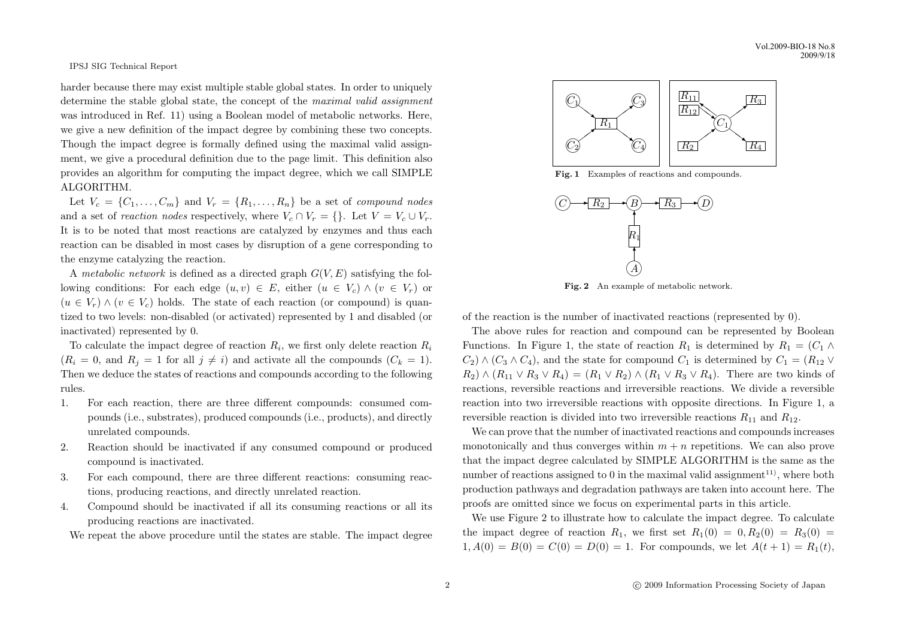harder because there may exist multiple stable global states. In order to uniquely determine the stable global state, the concept of the *maximal valid assignment* was introduced in Ref. 11) using a Boolean model of metabolic networks. Here, we give a new definition of the impact degree by combining these two concepts. Though the impact degree is formally defined using the maximal valid assignment, we give a procedural definition due to the page limit. This definition also provides an algorithm for computing the impact degree, which we call SIMPLE ALGORITHM.

Let $V_c = \{C_1, \ldots, C_m\}$ and $V_r = \{R_1, \ldots, R_n\}$ be a set of *compound nodes* and a set of *reaction nodes* respectively, where $V_c \cap V_r = \{\}$. Let $V = V_c \cup V_r$. It is to be noted that most reactions are catalyzed by enzymes and thus each reaction can be disabled in most cases by disruption of a gene corresponding to the enzyme catalyzing the reaction.

A *metabolic network* is defined as a directed graph $G(V, E)$ satisfying the following conditions: For each edge $(u, v) \in E$, either $(u \in V_c) \wedge (v \in V_r)$ or $(u \in V_r) \wedge (v \in V_c)$ holds. The state of each reaction (or compound) is quantized to two levels: non-disabled (or activated) represented by 1 and disabled (or inactivated) represented by 0.

To calculate the impact degree of reaction $R_i$, we first only delete reaction $R_i$ ($R_i = 0$, and $R_j = 1$ for all $j \neq i$) and activate all the compounds ($C_k = 1$). Then we deduce the states of reactions and compounds according to the following rules.

1. For each reaction, there are three different compounds: consumed compounds (i.e., substrates), produced compounds (i.e., products), and directly unrelated compounds.
2. Reaction should be inactivated if any consumed compound or produced compound is inactivated.
3. For each compound, there are three different reactions: consuming reactions, producing reactions, and directly unrelated reaction.
4. Compound should be inactivated if all its consuming reactions or all its producing reactions are inactivated.

We repeat the above procedure until the states are stable. The impact degree of the reaction is the number of inactivated reactions (represented by 0).

Fig. 1 Examples of reactions and compounds.

Fig. 2 An example of metabolic network.

The above rules for reaction and compound can be represented by Boolean Functions. In Figure 1, the state of reaction $R_1$ is determined by $R_1 = (C_1 \wedge C_2) \wedge (C_3 \wedge C_4)$, and the state for compound $C_1$ is determined by $C_1 = (R_{12} \vee R_2) \wedge (R_{11} \vee R_3 \vee R_4) = (R_1 \vee R_2) \wedge (R_1 \vee R_3 \vee R_4)$. There are two kinds of reactions, reversible reactions and irreversible reactions. We divide a reversible reaction into two irreversible reactions with opposite directions. In Figure 1, a reversible reaction is divided into two irreversible reactions $R_{11}$ and $R_{12}$.

We can prove that the number of inactivated reactions and compounds increases monotonically and thus converges within $m + n$ repetitions. We can also prove that the impact degree calculated by SIMPLE ALGORITHM is the same as the number of reactions assigned to 0 in the maximal valid assignment[11], where both production pathways and degradation pathways are taken into account here. The proofs are omitted since we focus on experimental parts in this article.

We use Figure 2 to illustrate how to calculate the impact degree. To calculate the impact degree of reaction $R_1$, we first set $R_1(0) = 0, R_2(0) = R_3(0) = 1, A(0) = B(0) = C(0) = D(0) = 1$. For compounds, we let $A(t+1) = R_1(t)$,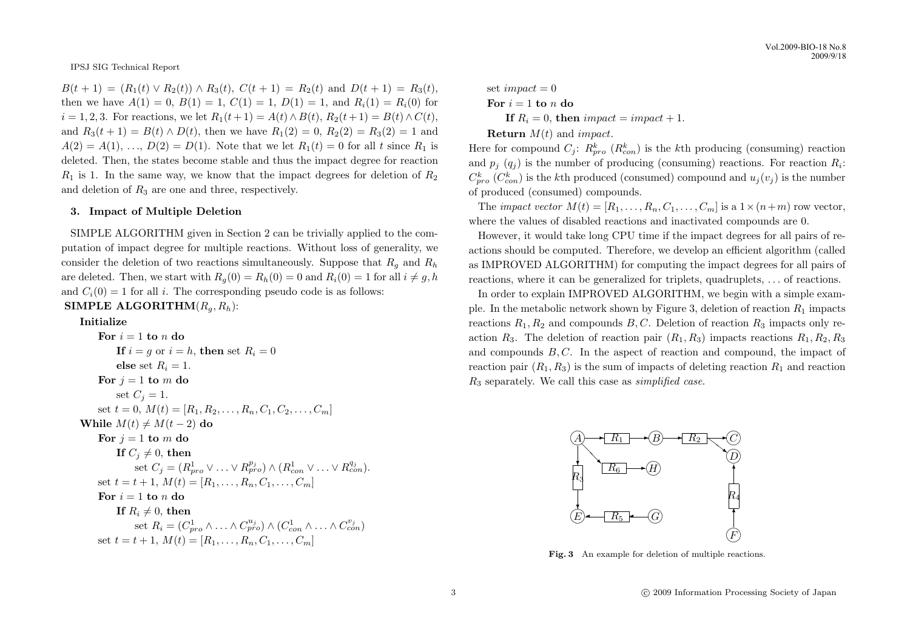$B(t+1) = (R_1(t) \vee R_2(t)) \wedge R_3(t)$, $C(t+1) = R_2(t)$ and $D(t+1) = R_3(t)$, then we have $A(1) = 0$, $B(1) = 1$, $C(1) = 1$, $D(1) = 1$, and $R_i(1) = R_i(0)$ for $i = 1, 2, 3$. For reactions, we let $R_1(t+1) = A(t) \wedge B(t)$, $R_2(t+1) = B(t) \wedge C(t)$, and $R_3(t+1) = B(t) \wedge D(t)$, then we have $R_1(2) = 0$, $R_2(2) = R_3(2) = 1$ and $A(2) = A(1)$, ..., $D(2) = D(1)$. Note that we let $R_1(t) = 0$ for all $t$ since $R_1$ is deleted. Then, the states become stable and thus the impact degree for reaction $R_1$ is 1. In the same way, we know that the impact degrees for deletion of $R_2$ and deletion of $R_3$ are one and three, respectively.

## 3. Impact of Multiple Deletion

SIMPLE ALGORITHM given in Section 2 can be trivially applied to the computation of impact degree for multiple reactions. Without loss of generality, we consider the deletion of two reactions simultaneously. Suppose that $R_g$ and $R_h$ are deleted. Then, we start with $R_g(0) = R_h(0) = 0$ and $R_i(0) = 1$ for all $i \neq g, h$ and $C_i(0) = 1$ for all $i$. The corresponding pseudo code is as follows:

**SIMPLE ALGORITHM**($R_g, R_h$):

**Initialize**
- **For** $i = 1$ **to** $n$ **do**
  - **If** $i = g$ or $i = h$, **then** set $R_i = 0$
  - **else** set $R_i = 1$.
- **For** $j = 1$ **to** $m$ **do**
  - set $C_j = 1$.
- set $t = 0$, $M(t) = [R_1, R_2, \ldots, R_n, C_1, C_2, \ldots, C_m]$

**While** $M(t) \neq M(t-2)$ **do**
- **For** $j = 1$ **to** $m$ **do**
  - **If** $C_j \neq 0$, **then**
    - set $C_j = (R_{pro}^1 \vee \ldots \vee R_{pro}^{p_j}) \wedge (R_{con}^1 \vee \ldots \vee R_{con}^{q_j})$.
- set $t = t+1$, $M(t) = [R_1, \ldots, R_n, C_1, \ldots, C_m]$
- **For** $i = 1$ **to** $n$ **do**
  - **If** $R_i \neq 0$, **then**
    - set $R_i = (C_{pro}^1 \wedge \ldots \wedge C_{pro}^{u_j}) \wedge (C_{con}^1 \wedge \ldots \wedge C_{con}^{v_j})$
- set $t = t+1$, $M(t) = [R_1, \ldots, R_n, C_1, \ldots, C_m]$

set *impact* = 0
- **For** $i = 1$ **to** $n$ **do**
  - **If** $R_i = 0$, **then** *impact* = *impact* + 1.

**Return** $M(t)$ and *impact*.

Here for compound $C_j$: $R_{pro}^k$ ($R_{con}^k$) is the $k$th producing (consuming) reaction and $p_j$ ($q_j$) is the number of producing (consuming) reactions. For reaction $R_i$: $C_{pro}^k$ ($C_{con}^k$) is the $k$th produced (consumed) compound and $u_j (v_j)$ is the number of produced (consumed) compounds.

The *impact vector* $M(t) = [R_1, \ldots, R_n, C_1, \ldots, C_m]$ is a $1 \times (n+m)$ row vector, where the values of disabled reactions and inactivated compounds are 0.

However, it would take long CPU time if the impact degrees for all pairs of reactions should be computed. Therefore, we develop an efficient algorithm (called as IMPROVED ALGORITHM) for computing the impact degrees for all pairs of reactions, where it can be generalized for triplets, quadruplets, ... of reactions.

In order to explain IMPROVED ALGORITHM, we begin with a simple example. In the metabolic network shown by Figure 3, deletion of reaction $R_1$ impacts reactions $R_1, R_2$ and compounds $B, C$. Deletion of reaction $R_3$ impacts only reaction $R_3$. The deletion of reaction pair $(R_1, R_3)$ impacts reactions $R_1, R_2, R_3$ and compounds $B, C$. In the aspect of reaction and compound, the impact of reaction pair $(R_1, R_3)$ is the sum of impacts of deleting reaction $R_1$ and reaction $R_3$ separately. We call this case as *simplified case*.

**Fig. 3** An example for deletion of multiple reactions.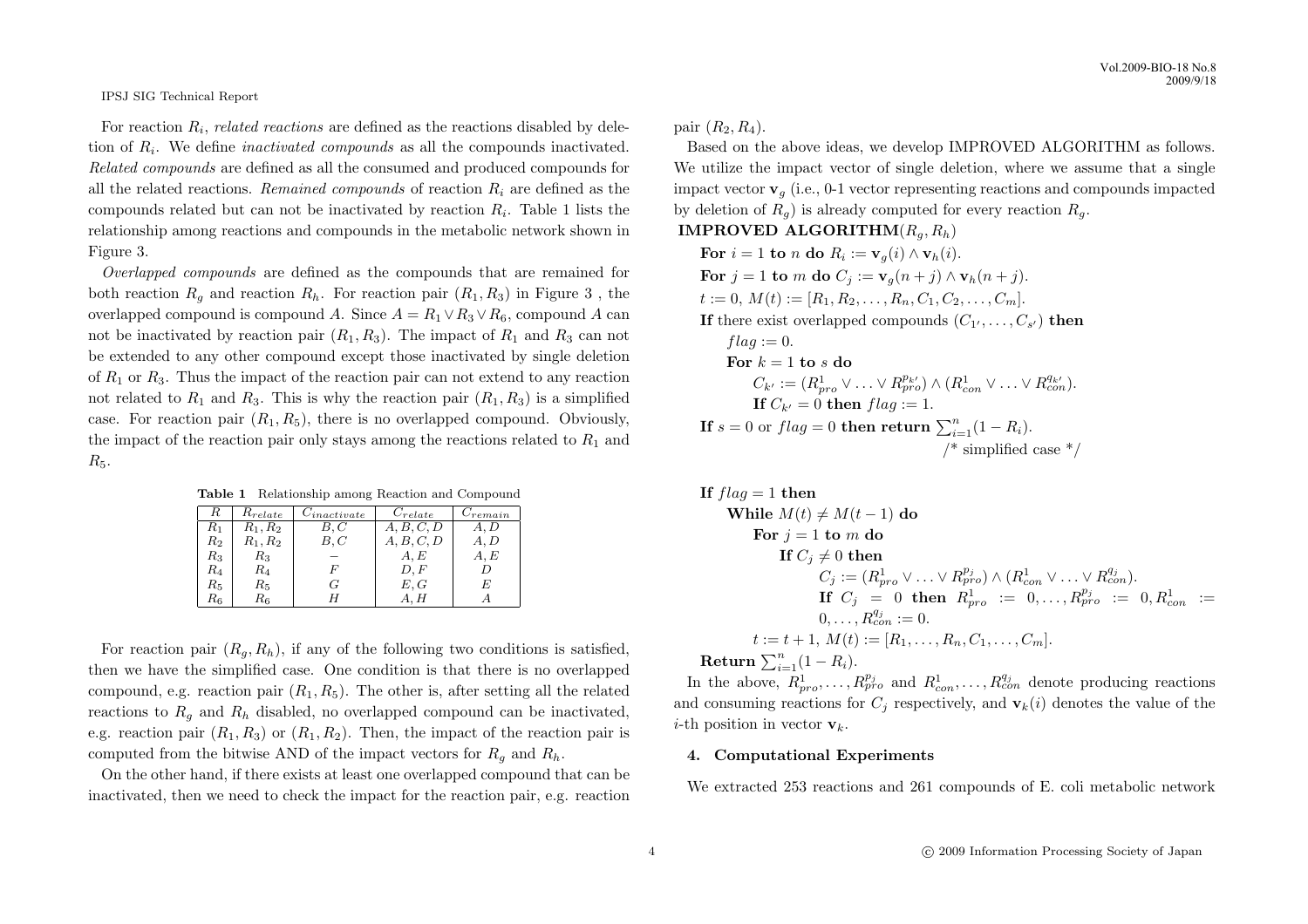For reaction $R_i$, *related reactions* are defined as the reactions disabled by deletion of $R_i$. We define *inactivated compounds* as all the compounds inactivated. *Related compounds* are defined as all the consumed and produced compounds for all the related reactions. *Remained compounds* of reaction $R_i$ are defined as the compounds related but can not be inactivated by reaction $R_i$. Table 1 lists the relationship among reactions and compounds in the metabolic network shown in Figure 3.

*Overlapped compounds* are defined as the compounds that are remained for both reaction $R_g$ and reaction $R_h$. For reaction pair $(R_1, R_3)$ in Figure 3 , the overlapped compound is compound $A$. Since $A = R_1 \vee R_3 \vee R_6$, compound $A$ can not be inactivated by reaction pair $(R_1, R_3)$. The impact of $R_1$ and $R_3$ can not be extended to any other compound except those inactivated by single deletion of $R_1$ or $R_3$. Thus the impact of the reaction pair can not extend to any reaction not related to $R_1$ and $R_3$. This is why the reaction pair $(R_1, R_3)$ is a simplified case. For reaction pair $(R_1, R_5)$, there is no overlapped compound. Obviously, the impact of the reaction pair only stays among the reactions related to $R_1$ and $R_5$.

**Table 1** Relationship among Reaction and Compound

| $R$ | $R_{relate}$ | $C_{inactivate}$ | $C_{relate}$ | $C_{remain}$ |
|---|---|---|---|---|
| $R_1$ | $R_1, R_2$ | $B, C$ | $A, B, C, D$ | $A, D$ |
| $R_2$ | $R_1, R_2$ | $B, C$ | $A, B, C, D$ | $A, D$ |
| $R_3$ | $R_3$ | $-$ | $A, E$ | $A, E$ |
| $R_4$ | $R_4$ | $F$ | $D, F$ | $D$ |
| $R_5$ | $R_5$ | $G$ | $E, G$ | $E$ |
| $R_6$ | $R_6$ | $H$ | $A, H$ | $A$ |

For reaction pair $(R_g, R_h)$, if any of the following two conditions is satisfied, then we have the simplified case. One condition is that there is no overlapped compound, e.g. reaction pair $(R_1, R_5)$. The other is, after setting all the related reactions to $R_g$ and $R_h$ disabled, no overlapped compound can be inactivated, e.g. reaction pair $(R_1, R_3)$ or $(R_1, R_2)$. Then, the impact of the reaction pair is computed from the bitwise AND of the impact vectors for $R_g$ and $R_h$.

On the other hand, if there exists at least one overlapped compound that can be inactivated, then we need to check the impact for the reaction pair, e.g. reaction pair $(R_2, R_4)$.

Based on the above ideas, we develop IMPROVED ALGORITHM as follows. We utilize the impact vector of single deletion, where we assume that a single impact vector $\mathbf{v}_g$ (i.e., 0-1 vector representing reactions and compounds impacted by deletion of $R_g$) is already computed for every reaction $R_g$.

**IMPROVED ALGORITHM**$(R_g, R_h)$

> **For** $i = 1$ **to** $n$ **do** $R_i := \mathbf{v}_g(i) \wedge \mathbf{v}_h(i)$.
> **For** $j = 1$ **to** $m$ **do** $C_j := \mathbf{v}_g(n+j) \wedge \mathbf{v}_h(n+j)$.
> $t := 0$, $M(t) := [R_1, R_2, \ldots, R_n, C_1, C_2, \ldots, C_m]$.
> **If** there exist overlapped compounds $(C_{1'}, \ldots, C_{s'})$ **then**
> &nbsp;&nbsp;&nbsp;&nbsp;$flag := 0$.
> &nbsp;&nbsp;&nbsp;&nbsp;**For** $k = 1$ **to** $s$ **do**
> &nbsp;&nbsp;&nbsp;&nbsp;&nbsp;&nbsp;&nbsp;&nbsp;$C_{k'} := (R^1_{pro} \vee \ldots \vee R^{p_{k'}}_{pro}) \wedge (R^1_{con} \vee \ldots \vee R^{q_{k'}}_{con})$.
> &nbsp;&nbsp;&nbsp;&nbsp;&nbsp;&nbsp;&nbsp;&nbsp;**If** $C_{k'} = 0$ **then** $flag := 1$.
> **If** $s = 0$ or $flag = 0$ **then return** $\sum_{i=1}^{n}(1 - R_i)$.
> &nbsp;&nbsp;&nbsp;&nbsp;&nbsp;&nbsp;&nbsp;&nbsp;&nbsp;&nbsp;&nbsp;&nbsp;&nbsp;&nbsp;&nbsp;&nbsp;&nbsp;&nbsp;&nbsp;&nbsp;&nbsp;&nbsp;&nbsp;&nbsp;/* simplified case */
>
> **If** $flag = 1$ **then**
> &nbsp;&nbsp;&nbsp;&nbsp;**While** $M(t) \neq M(t-1)$ **do**
> &nbsp;&nbsp;&nbsp;&nbsp;&nbsp;&nbsp;&nbsp;&nbsp;**For** $j = 1$ **to** $m$ **do**
> &nbsp;&nbsp;&nbsp;&nbsp;&nbsp;&nbsp;&nbsp;&nbsp;&nbsp;&nbsp;&nbsp;&nbsp;**If** $C_j \neq 0$ **then**
> &nbsp;&nbsp;&nbsp;&nbsp;&nbsp;&nbsp;&nbsp;&nbsp;&nbsp;&nbsp;&nbsp;&nbsp;&nbsp;&nbsp;&nbsp;&nbsp;$C_j := (R^1_{pro} \vee \ldots \vee R^{p_j}_{pro}) \wedge (R^1_{con} \vee \ldots \vee R^{q_j}_{con})$.
> &nbsp;&nbsp;&nbsp;&nbsp;&nbsp;&nbsp;&nbsp;&nbsp;&nbsp;&nbsp;&nbsp;&nbsp;&nbsp;&nbsp;&nbsp;&nbsp;**If** $C_j = 0$ **then** $R^1_{pro} := 0, \ldots, R^{p_j}_{pro} := 0, R^1_{con} := 0, \ldots, R^{q_j}_{con} := 0$.
> &nbsp;&nbsp;&nbsp;&nbsp;&nbsp;&nbsp;&nbsp;&nbsp;$t := t + 1$, $M(t) := [R_1, \ldots, R_n, C_1, \ldots, C_m]$.
> **Return** $\sum_{i=1}^{n}(1 - R_i)$.

In the above, $R^1_{pro}, \ldots, R^{p_j}_{pro}$ and $R^1_{con}, \ldots, R^{q_j}_{con}$ denote producing reactions and consuming reactions for $C_j$ respectively, and $\mathbf{v}_k(i)$ denotes the value of the $i$-th position in vector $\mathbf{v}_k$.

## 4. Computational Experiments

We extracted 253 reactions and 261 compounds of E. coli metabolic network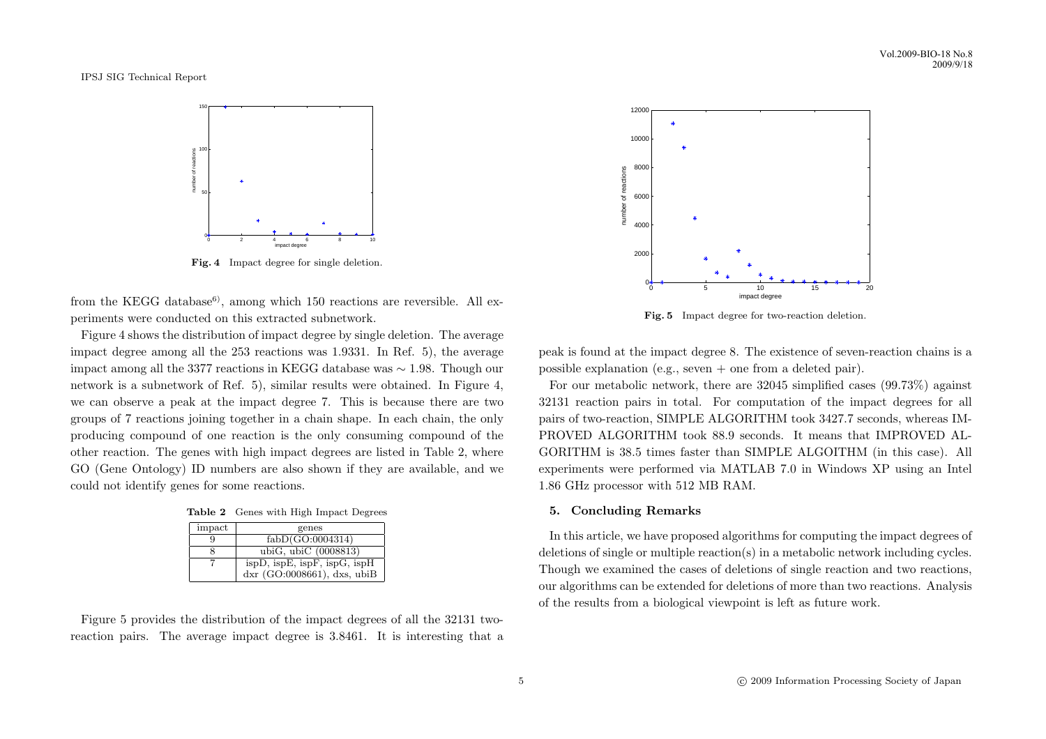Fig. 4 Impact degree for single deletion.

from the KEGG database[6]), among which 150 reactions are reversible. All experiments were conducted on this extracted subnetwork.

Figure 4 shows the distribution of impact degree by single deletion. The average impact degree among all the 253 reactions was 1.9331. In Ref. 5), the average impact among all the 3377 reactions in KEGG database was $\sim 1.98$. Though our network is a subnetwork of Ref. 5), similar results were obtained. In Figure 4, we can observe a peak at the impact degree 7. This is because there are two groups of 7 reactions joining together in a chain shape. In each chain, the only producing compound of one reaction is the only consuming compound of the other reaction. The genes with high impact degrees are listed in Table 2, where GO (Gene Ontology) ID numbers are also shown if they are available, and we could not identify genes for some reactions.

**Table 2** Genes with High Impact Degrees

| impact | genes |
|---|---|
| 9 | fabD(GO:0004314) |
| 8 | ubiG, ubiC (0008813) |
| 7 | ispD, ispE, ispF, ispG, ispH dxr (GO:0008661), dxs, ubiB |

Figure 5 provides the distribution of the impact degrees of all the 32131 two-reaction pairs. The average impact degree is 3.8461. It is interesting that a

Fig. 5 Impact degree for two-reaction deletion.

peak is found at the impact degree 8. The existence of seven-reaction chains is a possible explanation (e.g., seven + one from a deleted pair).

For our metabolic network, there are 32045 simplified cases (99.73%) against 32131 reaction pairs in total. For computation of the impact degrees for all pairs of two-reaction, SIMPLE ALGORITHM took 3427.7 seconds, whereas IMPROVED ALGORITHM took 88.9 seconds. It means that IMPROVED ALGORITHM is 38.5 times faster than SIMPLE ALGOITHM (in this case). All experiments were performed via MATLAB 7.0 in Windows XP using an Intel 1.86 GHz processor with 512 MB RAM.

## 5. Concluding Remarks

In this article, we have proposed algorithms for computing the impact degrees of deletions of single or multiple reaction(s) in a metabolic network including cycles. Though we examined the cases of deletions of single reaction and two reactions, our algorithms can be extended for deletions of more than two reactions. Analysis of the results from a biological viewpoint is left as future work.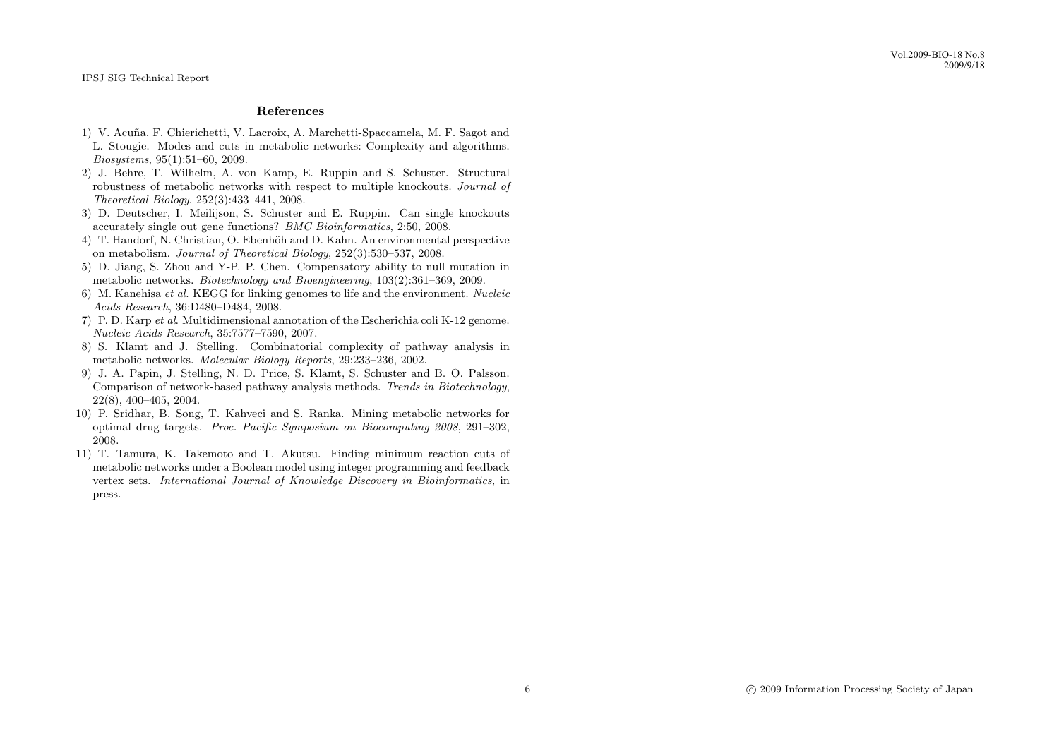## References

1) V. Acuña, F. Chierichetti, V. Lacroix, A. Marchetti-Spaccamela, M. F. Sagot and L. Stougie. Modes and cuts in metabolic networks: Complexity and algorithms. *Biosystems*, 95(1):51–60, 2009.
2) J. Behre, T. Wilhelm, A. von Kamp, E. Ruppin and S. Schuster. Structural robustness of metabolic networks with respect to multiple knockouts. *Journal of Theoretical Biology*, 252(3):433–441, 2008.
3) D. Deutscher, I. Meilijson, S. Schuster and E. Ruppin. Can single knockouts accurately single out gene functions? *BMC Bioinformatics*, 2:50, 2008.
4) T. Handorf, N. Christian, O. Ebenhöh and D. Kahn. An environmental perspective on metabolism. *Journal of Theoretical Biology*, 252(3):530–537, 2008.
5) D. Jiang, S. Zhou and Y-P. P. Chen. Compensatory ability to null mutation in metabolic networks. *Biotechnology and Bioengineering*, 103(2):361–369, 2009.
6) M. Kanehisa *et al.* KEGG for linking genomes to life and the environment. *Nucleic Acids Research*, 36:D480–D484, 2008.
7) P. D. Karp *et al*. Multidimensional annotation of the Escherichia coli K-12 genome. *Nucleic Acids Research*, 35:7577–7590, 2007.
8) S. Klamt and J. Stelling. Combinatorial complexity of pathway analysis in metabolic networks. *Molecular Biology Reports*, 29:233–236, 2002.
9) J. A. Papin, J. Stelling, N. D. Price, S. Klamt, S. Schuster and B. O. Palsson. Comparison of network-based pathway analysis methods. *Trends in Biotechnology*, 22(8), 400–405, 2004.
10) P. Sridhar, B. Song, T. Kahveci and S. Ranka. Mining metabolic networks for optimal drug targets. *Proc. Pacific Symposium on Biocomputing 2008*, 291–302, 2008.
11) T. Tamura, K. Takemoto and T. Akutsu. Finding minimum reaction cuts of metabolic networks under a Boolean model using integer programming and feedback vertex sets. *International Journal of Knowledge Discovery in Bioinformatics*, in press.